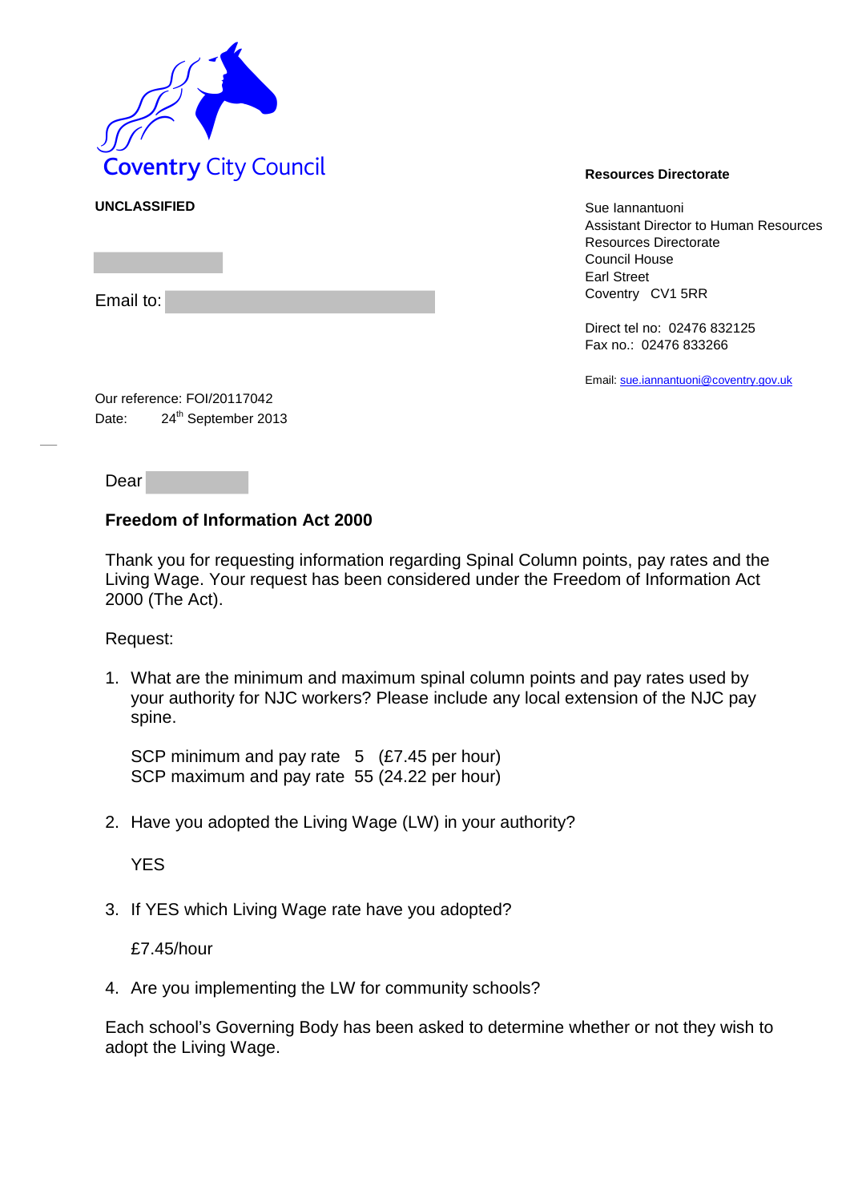Coventry City Council

**UNCLASSIFIED**

Email to:

**Resources Directorate**

Sue Iannantuoni
Assistant Director to Human Resources
Resources Directorate
Council House
Earl Street
Coventry CV1 5RR

Direct tel no: 02476 832125
Fax no.: 02476 833266

Email: sue.iannantuoni@coventry.gov.uk

Our reference: FOI/20117042
Date: 24th September 2013

Dear

**Freedom of Information Act 2000**

Thank you for requesting information regarding Spinal Column points, pay rates and the Living Wage. Your request has been considered under the Freedom of Information Act 2000 (The Act).

Request:

1. What are the minimum and maximum spinal column points and pay rates used by your authority for NJC workers? Please include any local extension of the NJC pay spine.

   SCP minimum and pay rate 5 (£7.45 per hour)
   SCP maximum and pay rate 55 (24.22 per hour)

2. Have you adopted the Living Wage (LW) in your authority?

   YES

3. If YES which Living Wage rate have you adopted?

   £7.45/hour

4. Are you implementing the LW for community schools?

Each school's Governing Body has been asked to determine whether or not they wish to adopt the Living Wage.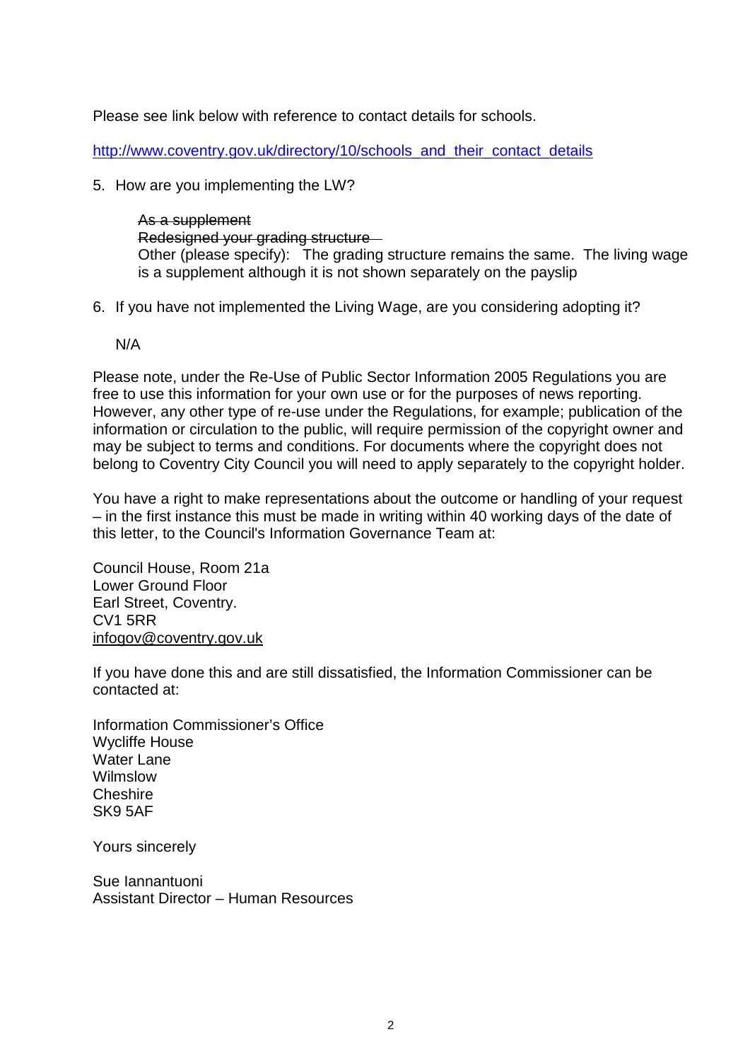Please see link below with reference to contact details for schools.

[http://www.coventry.gov.uk/directory/10/schools_and_their_contact_details](http://www.coventry.gov.uk/directory/10/schools_and_their_contact_details)

5. How are you implementing the LW?

   ~~As a supplement~~
   ~~Redesigned your grading structure~~
   Other (please specify): The grading structure remains the same. The living wage is a supplement although it is not shown separately on the payslip

6. If you have not implemented the Living Wage, are you considering adopting it?

   N/A

Please note, under the Re-Use of Public Sector Information 2005 Regulations you are free to use this information for your own use or for the purposes of news reporting. However, any other type of re-use under the Regulations, for example; publication of the information or circulation to the public, will require permission of the copyright owner and may be subject to terms and conditions. For documents where the copyright does not belong to Coventry City Council you will need to apply separately to the copyright holder.

You have a right to make representations about the outcome or handling of your request – in the first instance this must be made in writing within 40 working days of the date of this letter, to the Council's Information Governance Team at:

Council House, Room 21a
Lower Ground Floor
Earl Street, Coventry.
CV1 5RR
infogov@coventry.gov.uk

If you have done this and are still dissatisfied, the Information Commissioner can be contacted at:

Information Commissioner's Office
Wycliffe House
Water Lane
Wilmslow
Cheshire
SK9 5AF

Yours sincerely

Sue Iannantuoni
Assistant Director – Human Resources